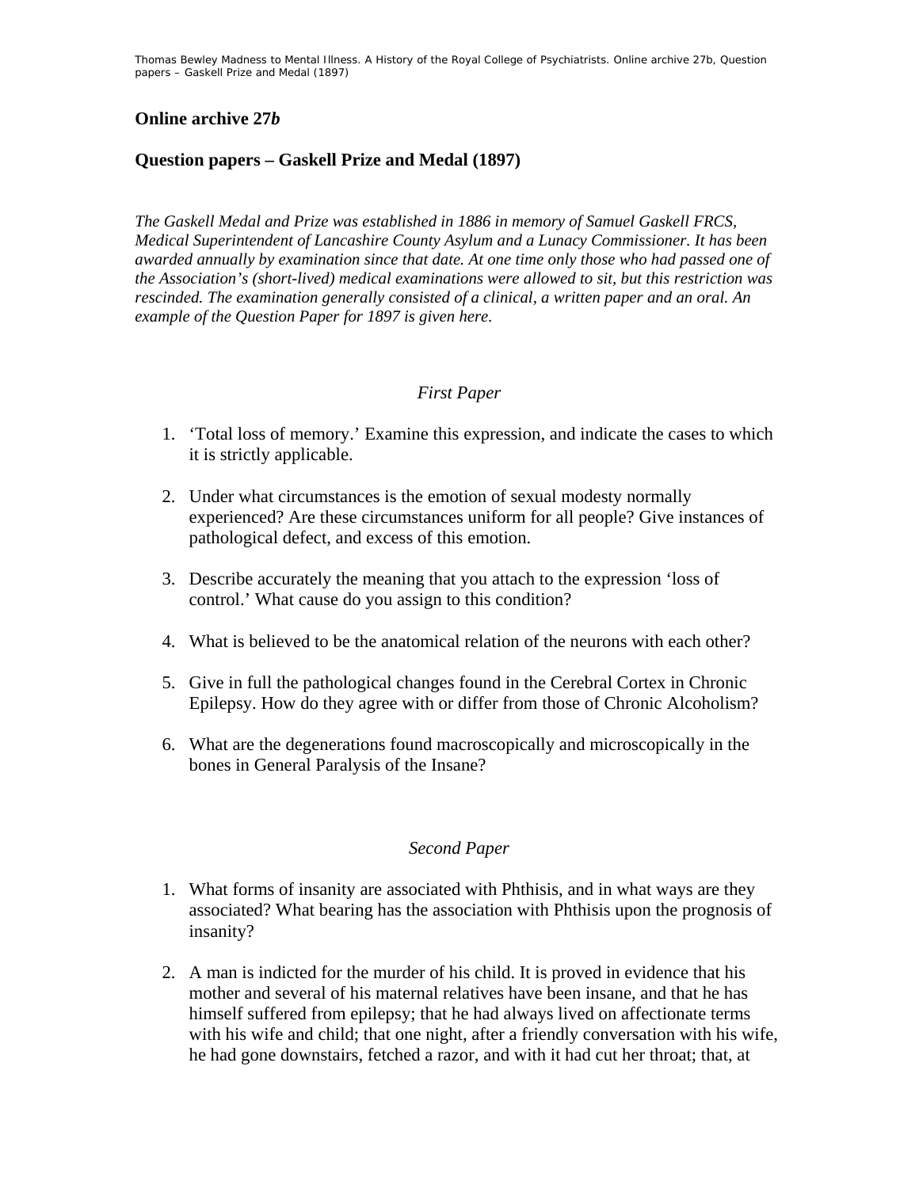## Online archive 27*b*

## Question papers – Gaskell Prize and Medal (1897)

*The Gaskell Medal and Prize was established in 1886 in memory of Samuel Gaskell FRCS, Medical Superintendent of Lancashire County Asylum and a Lunacy Commissioner. It has been awarded annually by examination since that date. At one time only those who had passed one of the Association's (short-lived) medical examinations were allowed to sit, but this restriction was rescinded. The examination generally consisted of a clinical, a written paper and an oral. An example of the Question Paper for 1897 is given here.*

### *First Paper*

1. 'Total loss of memory.' Examine this expression, and indicate the cases to which it is strictly applicable.

2. Under what circumstances is the emotion of sexual modesty normally experienced? Are these circumstances uniform for all people? Give instances of pathological defect, and excess of this emotion.

3. Describe accurately the meaning that you attach to the expression 'loss of control.' What cause do you assign to this condition?

4. What is believed to be the anatomical relation of the neurons with each other?

5. Give in full the pathological changes found in the Cerebral Cortex in Chronic Epilepsy. How do they agree with or differ from those of Chronic Alcoholism?

6. What are the degenerations found macroscopically and microscopically in the bones in General Paralysis of the Insane?

### *Second Paper*

1. What forms of insanity are associated with Phthisis, and in what ways are they associated? What bearing has the association with Phthisis upon the prognosis of insanity?

2. A man is indicted for the murder of his child. It is proved in evidence that his mother and several of his maternal relatives have been insane, and that he has himself suffered from epilepsy; that he had always lived on affectionate terms with his wife and child; that one night, after a friendly conversation with his wife, he had gone downstairs, fetched a razor, and with it had cut her throat; that, at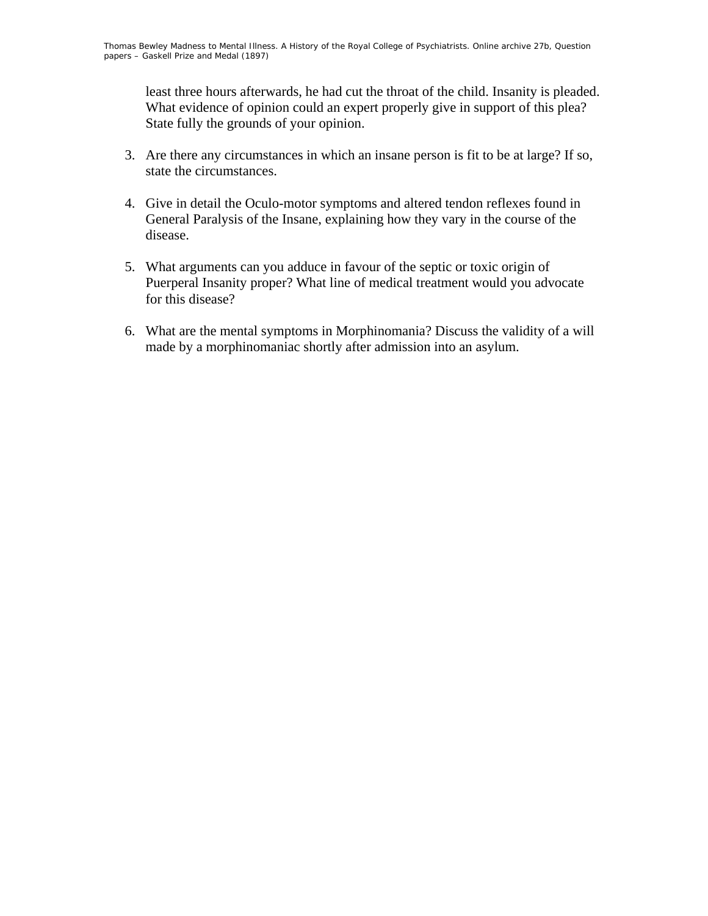least three hours afterwards, he had cut the throat of the child. Insanity is pleaded. What evidence of opinion could an expert properly give in support of this plea? State fully the grounds of your opinion.

3. Are there any circumstances in which an insane person is fit to be at large? If so, state the circumstances.

4. Give in detail the Oculo-motor symptoms and altered tendon reflexes found in General Paralysis of the Insane, explaining how they vary in the course of the disease.

5. What arguments can you adduce in favour of the septic or toxic origin of Puerperal Insanity proper? What line of medical treatment would you advocate for this disease?

6. What are the mental symptoms in Morphinomania? Discuss the validity of a will made by a morphinomaniac shortly after admission into an asylum.